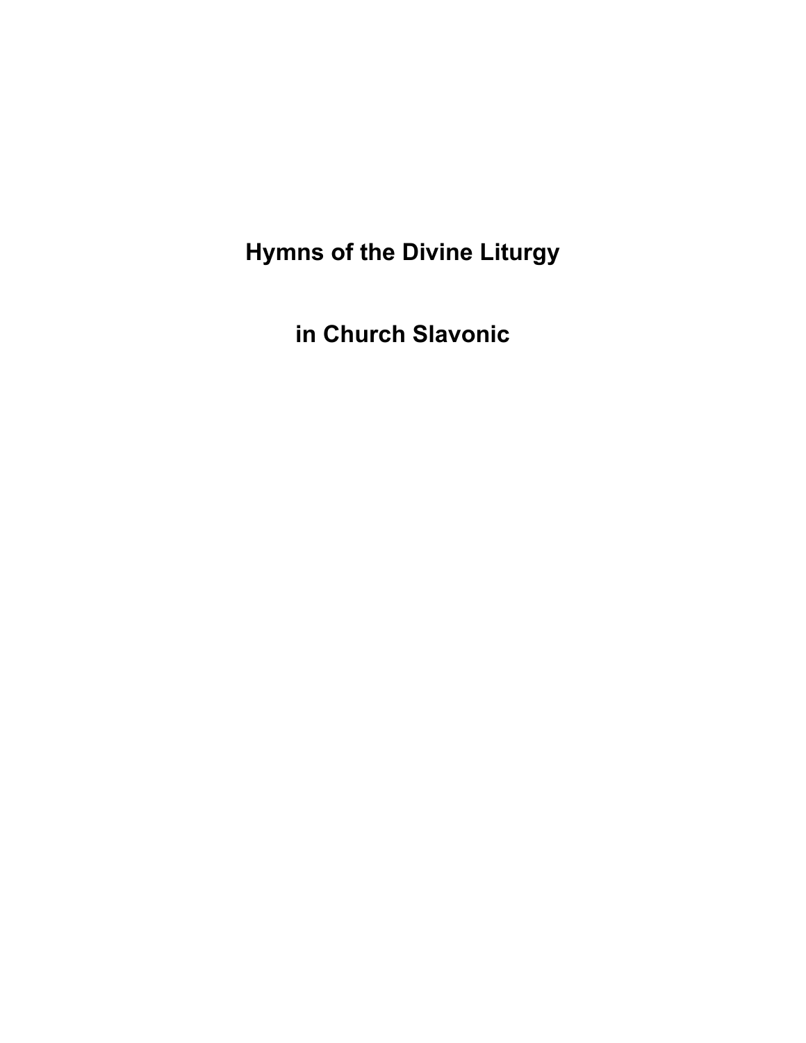# Hymns of the Divine Liturgy

# in Church Slavonic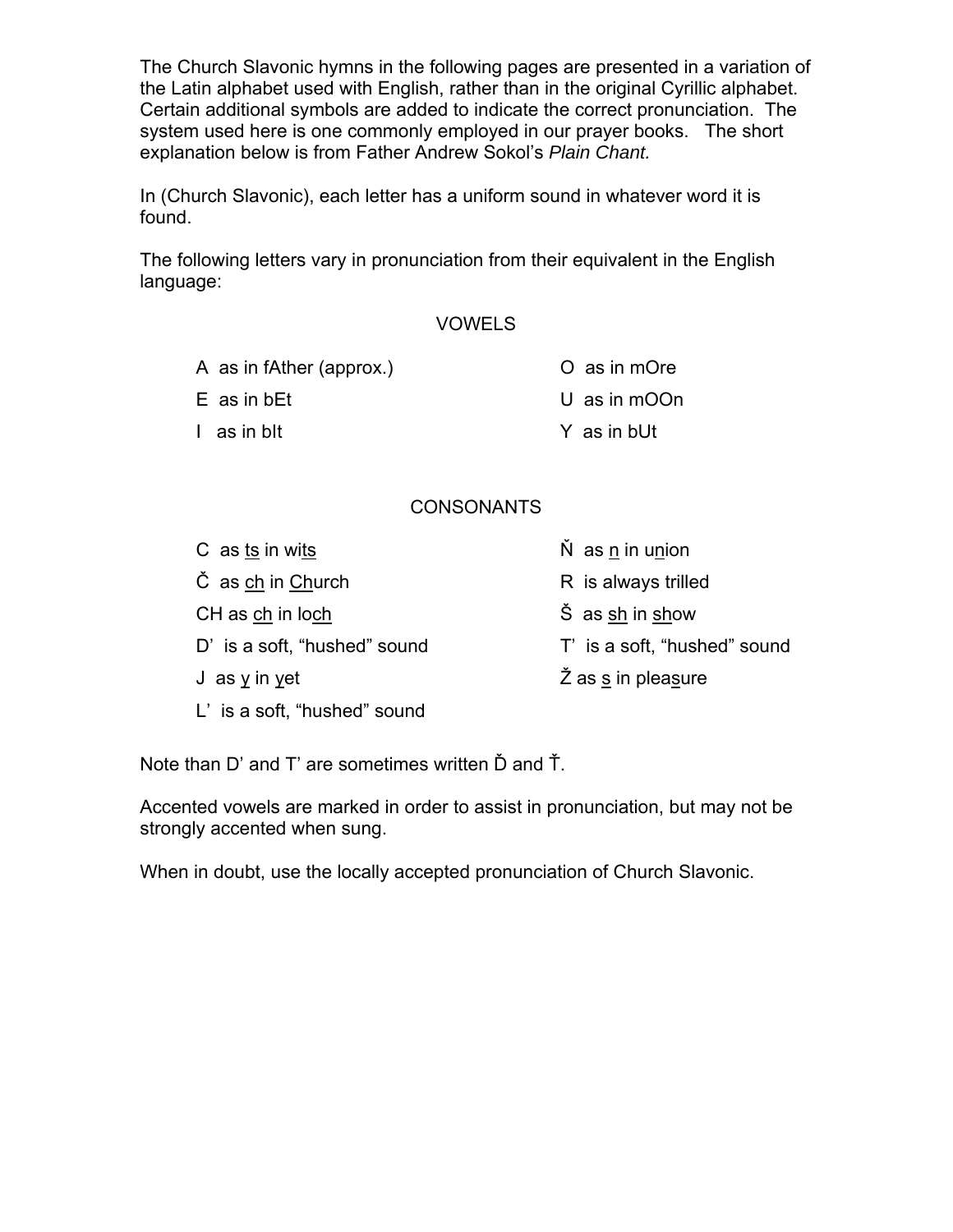The Church Slavonic hymns in the following pages are presented in a variation of the Latin alphabet used with English, rather than in the original Cyrillic alphabet. Certain additional symbols are added to indicate the correct pronunciation. The system used here is one commonly employed in our prayer books. The short explanation below is from Father Andrew Sokol's *Plain Chant.*

In (Church Slavonic), each letter has a uniform sound in whatever word it is found.

The following letters vary in pronunciation from their equivalent in the English language:

## VOWELS

A as in fAther (approx.)

E as in bEt

I as in bIt

O as in mOre

U as in mOOn

Y as in bUt

## CONSONANTS

C as <u>ts</u> in wi<u>ts</u>

Č as <u>ch</u> in <u>Ch</u>urch

CH as <u>ch</u> in lo<u>ch</u>

D' is a soft, "hushed" sound

J as <u>y</u> in <u>y</u>et

L' is a soft, "hushed" sound

Ň as <u>n</u> in u<u>n</u>ion

R is always trilled

Š as <u>sh</u> in <u>sh</u>ow

T' is a soft, "hushed" sound

Ž as <u>s</u> in plea<u>s</u>ure

Note than D' and T' are sometimes written Ď and Ť.

Accented vowels are marked in order to assist in pronunciation, but may not be strongly accented when sung.

When in doubt, use the locally accepted pronunciation of Church Slavonic.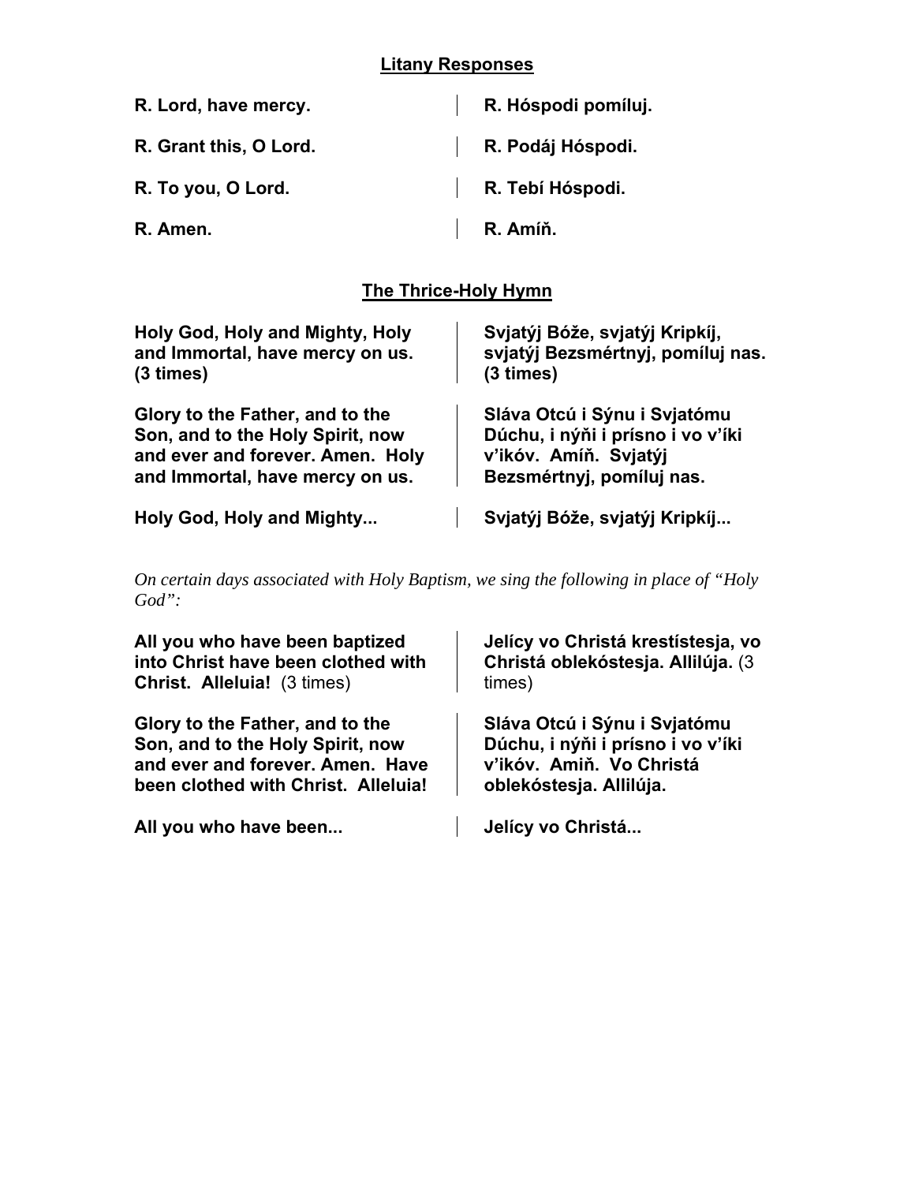## Litany Responses

| | |
|---|---|
| **R. Lord, have mercy.** | **R. Hóspodi pomíluj.** |
| **R. Grant this, O Lord.** | **R. Podáj Hóspodi.** |
| **R. To you, O Lord.** | **R. Tebí Hóspodi.** |
| **R. Amen.** | **R. Amíň.** |

## The Thrice-Holy Hymn

| | |
|---|---|
| **Holy God, Holy and Mighty, Holy and Immortal, have mercy on us. (3 times)** | **Svjatýj Bóže, svjatýj Kripkíj, svjatýj Bezsmértnyj, pomíluj nas. (3 times)** |
| **Glory to the Father, and to the Son, and to the Holy Spirit, now and ever and forever. Amen. Holy and Immortal, have mercy on us.** | **Sláva Otcú i Sýnu i Svjatómu Dúchu, i nýňi i prísno i vo v'íki v'ikóv. Amíň. Svjatýj Bezsmértnyj, pomíluj nas.** |
| **Holy God, Holy and Mighty...** | **Svjatýj Bóže, svjatýj Kripkíj...** |

*On certain days associated with Holy Baptism, we sing the following in place of "Holy God":*

| | |
|---|---|
| **All you who have been baptized into Christ have been clothed with Christ. Alleluia!** (3 times) | **Jelícy vo Christá krestístesja, vo Christá oblekóstesja. Allilúja.** (3 times) |
| **Glory to the Father, and to the Son, and to the Holy Spirit, now and ever and forever. Amen. Have been clothed with Christ. Alleluia!** | **Sláva Otcú i Sýnu i Svjatómu Dúchu, i nýňi i prísno i vo v'íki v'ikóv. Amiň. Vo Christá oblekóstesja. Allilúja.** |
| **All you who have been...** | **Jelícy vo Christá...** |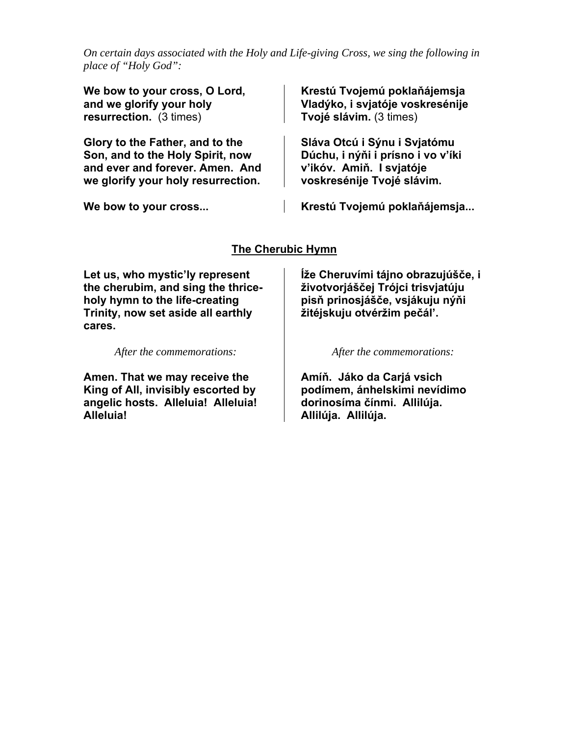*On certain days associated with the Holy and Life-giving Cross, we sing the following in place of "Holy God":*

**We bow to your cross, O Lord, and we glorify your holy resurrection.** (3 times)

**Krestú Tvojemú poklaňájemsja Vladýko, i svjatóje voskresénije Tvojé slávim.** (3 times)

**Glory to the Father, and to the Son, and to the Holy Spirit, now and ever and forever. Amen. And we glorify your holy resurrection.**

**Sláva Otcú i Sýnu i Svjatómu Dúchu, i nýňi i prísno i vo v'íki v'ikóv. Amiň. I svjatóje voskresénije Tvojé slávim.**

**We bow to your cross...**

**Krestú Tvojemú poklaňájemsja...**

## The Cherubic Hymn

**Let us, who mystic'ly represent the cherubim, and sing the thrice-holy hymn to the life-creating Trinity, now set aside all earthly cares.**

**Íže Cheruvími tájno obrazujúšče, i životvorjáščej Trójci trisvjatúju pisň prinosjášče, vsjákuju nýňi žitéjskuju otvéržim pečál'.**

*After the commemorations:*

**Amen. That we may receive the King of All, invisibly escorted by angelic hosts. Alleluia! Alleluia! Alleluia!**

*After the commemorations:*

**Amíň. Jáko da Carjá vsich podímem, ánhelskimi nevídimo dorinosíma čínmi. Allilúja. Allilúja. Allilúja.**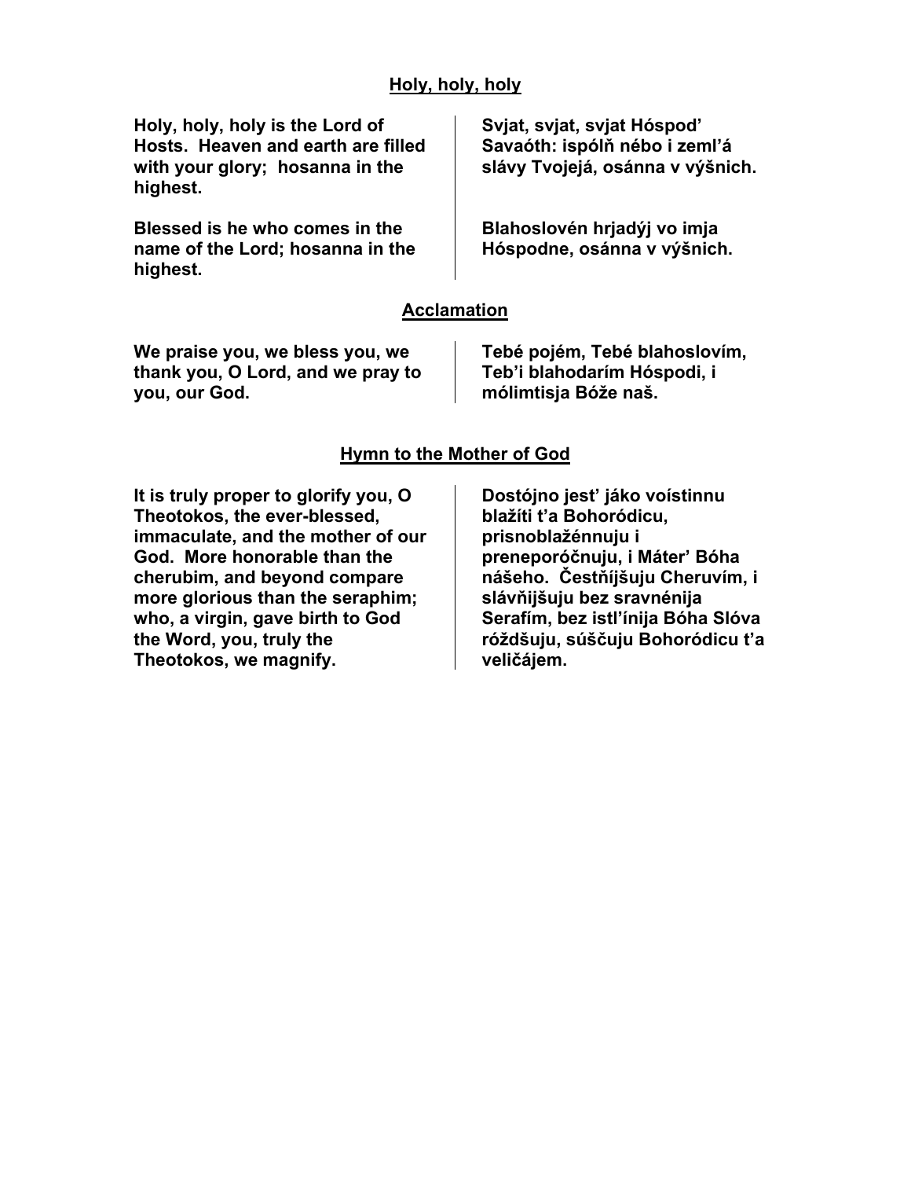## Holy, holy, holy

**Holy, holy, holy is the Lord of Hosts. Heaven and earth are filled with your glory; hosanna in the highest.**

**Svjat, svjat, svjat Hóspod' Savaóth: ispólň nébo i zeml'á slávy Tvojejá, osánna v výšnich.**

**Blessed is he who comes in the name of the Lord; hosanna in the highest.**

**Blahoslovén hrjadýj vo imja Hóspodne, osánna v výšnich.**

## Acclamation

**We praise you, we bless you, we thank you, O Lord, and we pray to you, our God.**

**Tebé pojém, Tebé blahoslovím, Teb'i blahodarím Hóspodi, i mólimtisja Bóže naš.**

## Hymn to the Mother of God

**It is truly proper to glorify you, O Theotokos, the ever-blessed, immaculate, and the mother of our God. More honorable than the cherubim, and beyond compare more glorious than the seraphim; who, a virgin, gave birth to God the Word, you, truly the Theotokos, we magnify.**

**Dostójno jest' jáko voístinnu blažíti t'a Bohoródicu, prisnoblažénnuju i preneporóčnuju, i Máter' Bóha nášeho. Čestňíjšuju Cheruvím, i slávňijšuju bez sravnénija Serafím, bez istl'ínija Bóha Slóva róždšuju, súščuju Bohoródicu t'a veličájem.**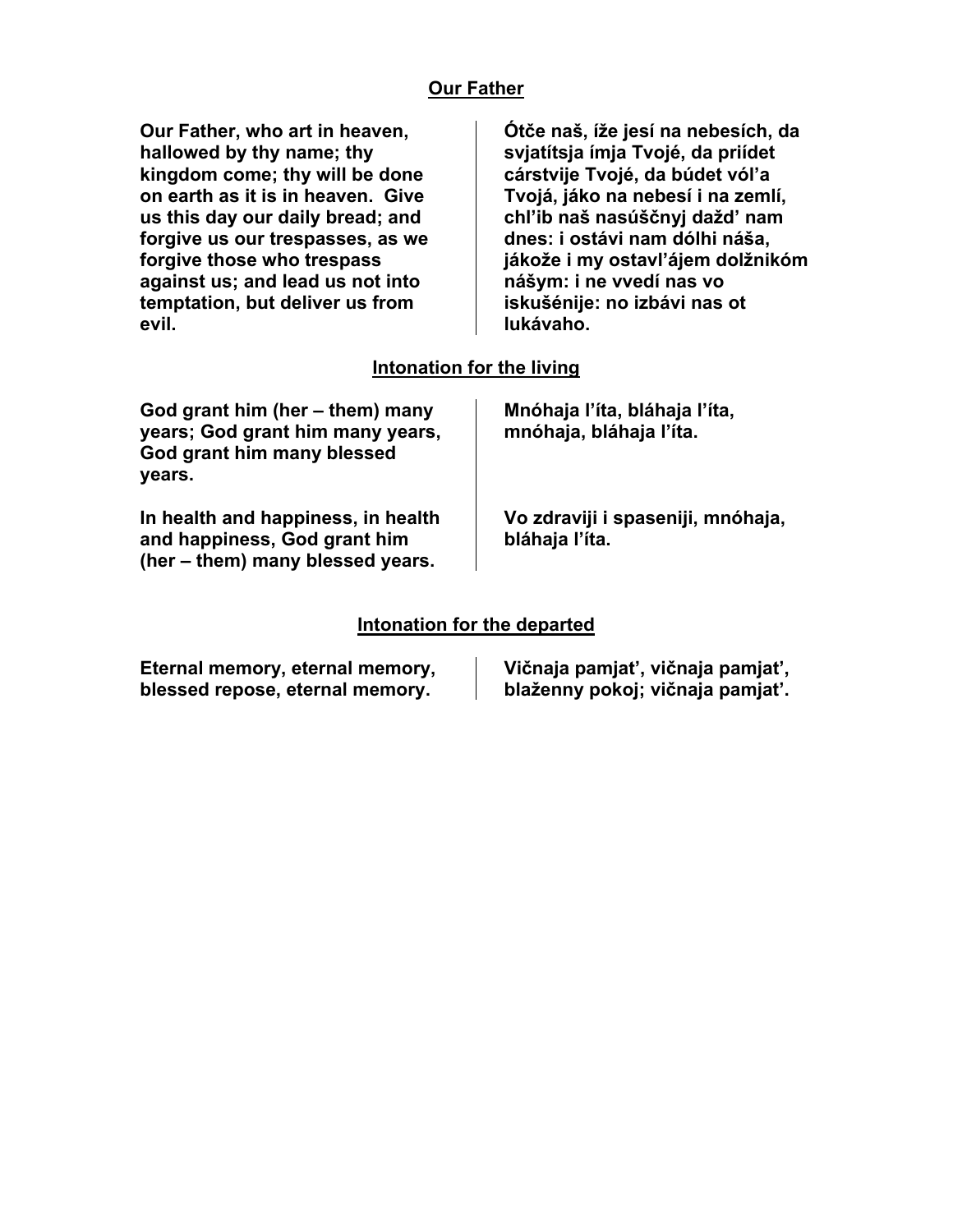## Our Father

**Our Father, who art in heaven, hallowed by thy name; thy kingdom come; thy will be done on earth as it is in heaven. Give us this day our daily bread; and forgive us our trespasses, as we forgive those who trespass against us; and lead us not into temptation, but deliver us from evil.**

**Ótče naš, íže jesí na nebesích, da svjatítsja ímja Tvojé, da priídet cárstvije Tvojé, da búdet vól'a Tvojá, jáko na nebesí i na zemlí, chl'ib naš nasúščnyj dažd' nam dnes: i ostávi nam dólhi náša, jákože i my ostavl'ájem dolžnikóm nášym: i ne vvedí nas vo iskušénije: no izbávi nas ot lukávaho.**

## Intonation for the living

**God grant him (her – them) many years; God grant him many years, God grant him many blessed years.**

**Mnóhaja l'íta, bláhaja l'íta, mnóhaja, bláhaja l'íta.**

**In health and happiness, in health and happiness, God grant him (her – them) many blessed years.**

**Vo zdraviji i spaseniji, mnóhaja, bláhaja l'íta.**

## Intonation for the departed

**Eternal memory, eternal memory, blessed repose, eternal memory.**

**Vičnaja pamjat', vičnaja pamjat', blaženny pokoj; vičnaja pamjat'.**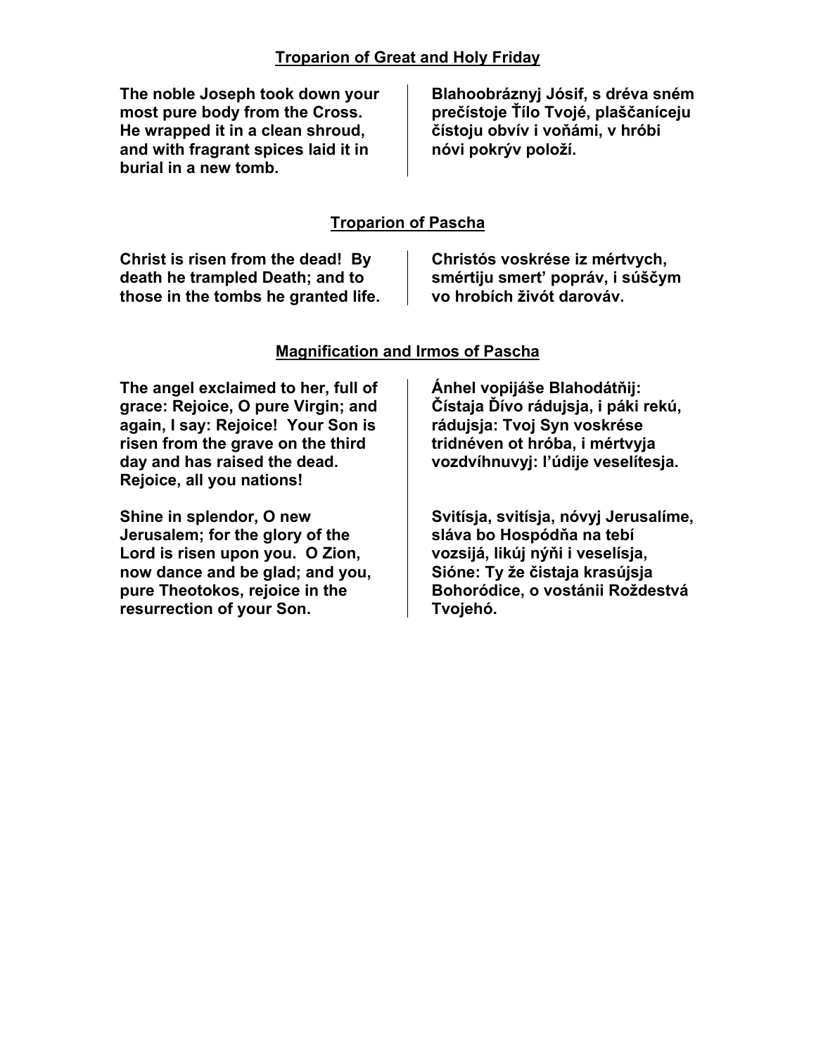## Troparion of Great and Holy Friday

**The noble Joseph took down your most pure body from the Cross. He wrapped it in a clean shroud, and with fragrant spices laid it in burial in a new tomb.**

**Blahoobráznyj Jósif, s dréva sném prečístoje Ťílo Tvojé, plaščaníceju čístoju obvív i voňámi, v hróbi nóvi pokrýv položí.**

## Troparion of Pascha

**Christ is risen from the dead! By death he trampled Death; and to those in the tombs he granted life.**

**Christós voskrése iz mértvych, smértiju smerť popráv, i súščym vo hrobích živót darováv.**

## Magnification and Irmos of Pascha

**The angel exclaimed to her, full of grace: Rejoice, O pure Virgin; and again, I say: Rejoice! Your Son is risen from the grave on the third day and has raised the dead. Rejoice, all you nations!**

**Ánhel vopijáše Blahodátňij: Čístaja Ďívo rádujsja, i páki rekú, rádujsja: Tvoj Syn voskrése tridnéven ot hróba, i mértvyja vozdvíhnuvyj: ľúdije veselítesja.**

**Shine in splendor, O new Jerusalem; for the glory of the Lord is risen upon you. O Zion, now dance and be glad; and you, pure Theotokos, rejoice in the resurrection of your Son.**

**Svitísja, svitísja, nóvyj Jerusalíme, sláva bo Hospódňa na tebí vozsijá, likúj nýňi i veselísja, Sióne: Ty že čistaja krasújsja Bohoródice, o vostánii Roždestvá Tvojehó.**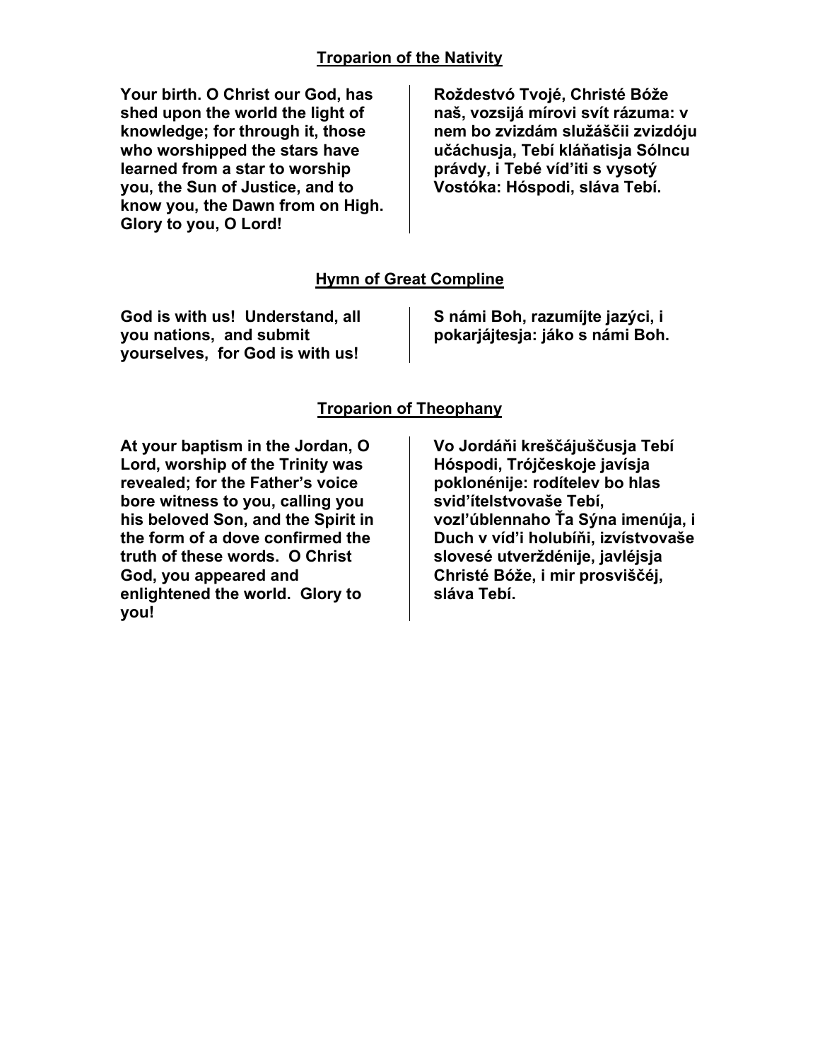**Troparion of the Nativity**

**Your birth. O Christ our God, has shed upon the world the light of knowledge; for through it, those who worshipped the stars have learned from a star to worship you, the Sun of Justice, and to know you, the Dawn from on High. Glory to you, O Lord!**

**Roždestvó Tvojé, Christé Bóže naš, vozsijá mírovi svít rázuma: v nem bo zvizdám služáščii zvizdóju učáchusja, Tebí kláňatisja Sólncu právdy, i Tebé víd'iti s vysotý Vostóka: Hóspodi, sláva Tebí.**

**Hymn of Great Compline**

**God is with us! Understand, all you nations, and submit yourselves, for God is with us!**

**S námi Boh, razumíjte jazýci, i pokarjájtesja: jáko s námi Boh.**

**Troparion of Theophany**

**At your baptism in the Jordan, O Lord, worship of the Trinity was revealed; for the Father's voice bore witness to you, calling you his beloved Son, and the Spirit in the form of a dove confirmed the truth of these words. O Christ God, you appeared and enlightened the world. Glory to you!**

**Vo Jordáňi kreščájuščusja Tebí Hóspodi, Trójčeskoje javísja poklonénije: rodítelev bo hlas svid'ítelstvovaše Tebí, vozl'úblennaho Ťa Sýna imenúja, i Duch v víd'i holubíňi, izvístvovaše slovesé utverždénije, javléjsja Christé Bóže, i mir prosviščéj, sláva Tebí.**